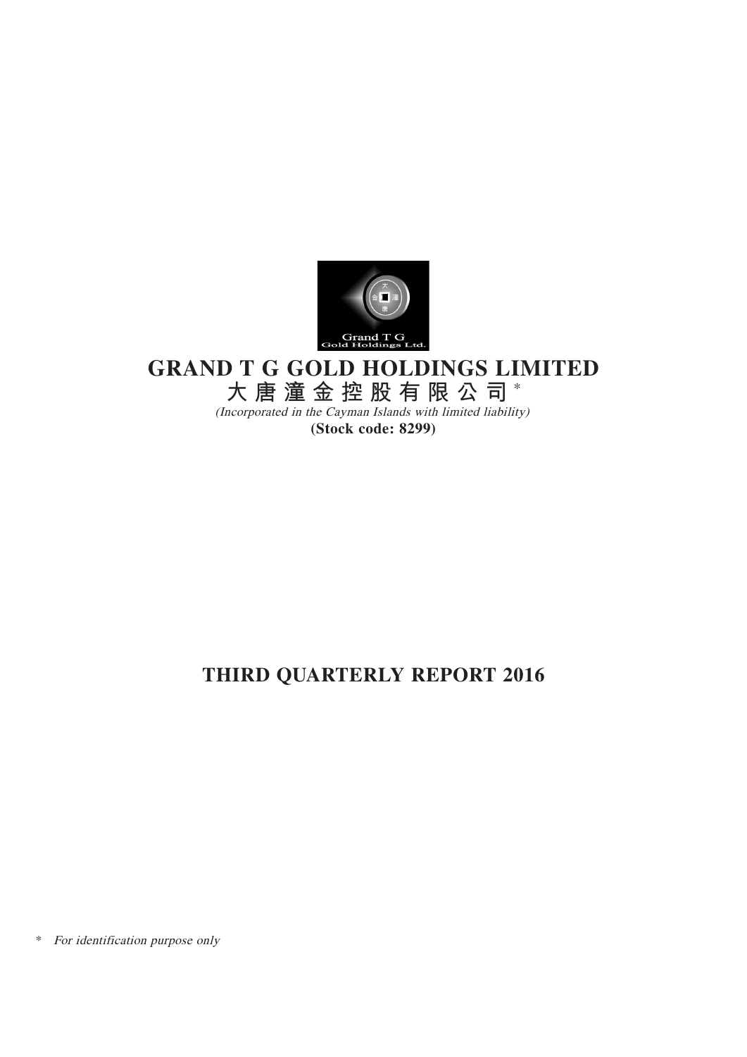# GRAND T G GOLD HOLDINGS LIMITED

# 大唐潼金控股有限公司*

*(Incorporated in the Cayman Islands with limited liability)*

**(Stock code: 8299)**

## THIRD QUARTERLY REPORT 2016

\* *For identification purpose only*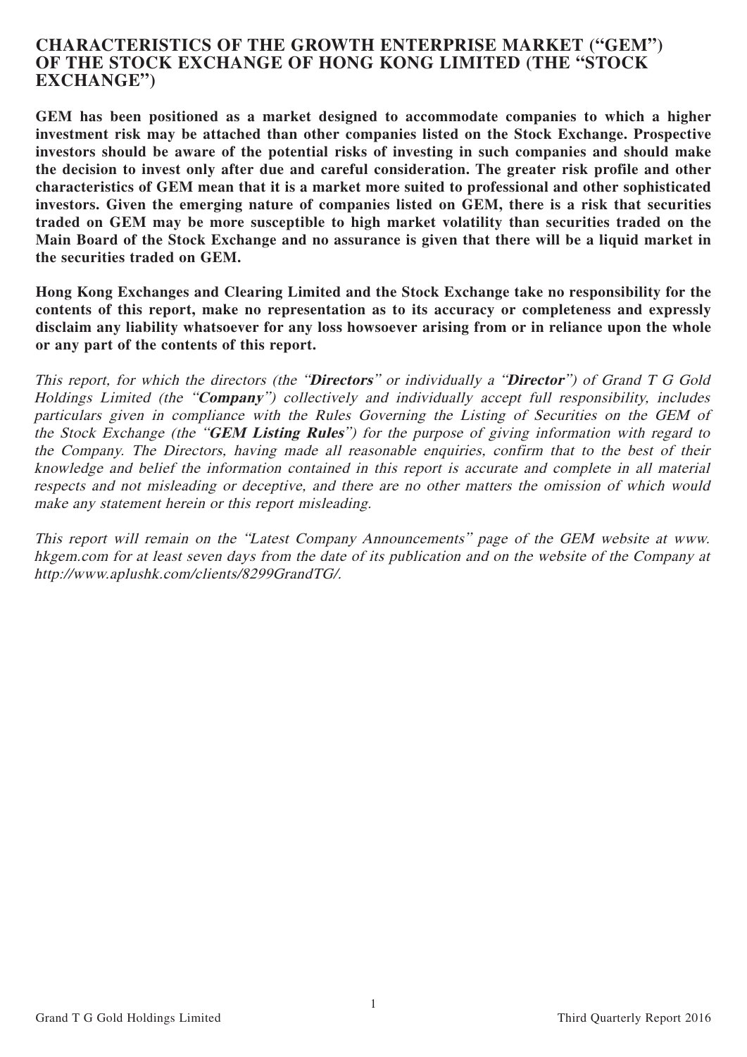## CHARACTERISTICS OF THE GROWTH ENTERPRISE MARKET ("GEM") OF THE STOCK EXCHANGE OF HONG KONG LIMITED (THE "STOCK EXCHANGE")

**GEM has been positioned as a market designed to accommodate companies to which a higher investment risk may be attached than other companies listed on the Stock Exchange. Prospective investors should be aware of the potential risks of investing in such companies and should make the decision to invest only after due and careful consideration. The greater risk profile and other characteristics of GEM mean that it is a market more suited to professional and other sophisticated investors. Given the emerging nature of companies listed on GEM, there is a risk that securities traded on GEM may be more susceptible to high market volatility than securities traded on the Main Board of the Stock Exchange and no assurance is given that there will be a liquid market in the securities traded on GEM.**

**Hong Kong Exchanges and Clearing Limited and the Stock Exchange take no responsibility for the contents of this report, make no representation as to its accuracy or completeness and expressly disclaim any liability whatsoever for any loss howsoever arising from or in reliance upon the whole or any part of the contents of this report.**

*This report, for which the directors (the "**Directors**" or individually a "**Director**") of Grand T G Gold Holdings Limited (the "**Company**") collectively and individually accept full responsibility, includes particulars given in compliance with the Rules Governing the Listing of Securities on the GEM of the Stock Exchange (the "**GEM Listing Rules**") for the purpose of giving information with regard to the Company. The Directors, having made all reasonable enquiries, confirm that to the best of their knowledge and belief the information contained in this report is accurate and complete in all material respects and not misleading or deceptive, and there are no other matters the omission of which would make any statement herein or this report misleading.*

*This report will remain on the "Latest Company Announcements" page of the GEM website at www.hkgem.com for at least seven days from the date of its publication and on the website of the Company at http://www.aplushk.com/clients/8299GrandTG/.*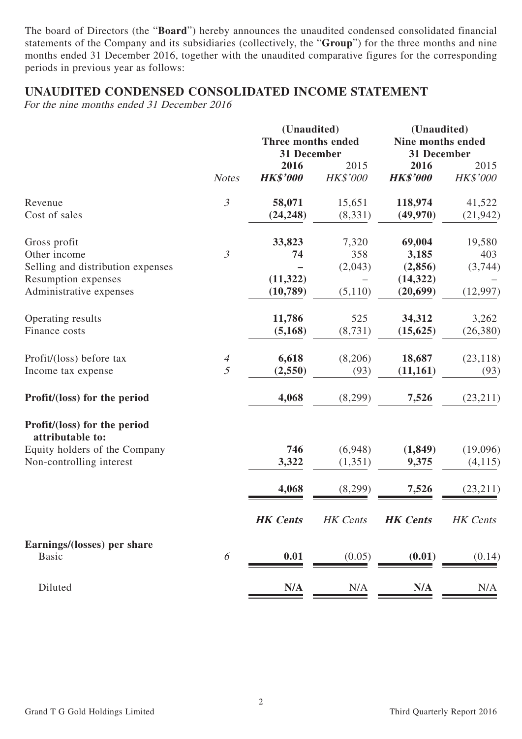The board of Directors (the "**Board**") hereby announces the unaudited condensed consolidated financial statements of the Company and its subsidiaries (collectively, the "**Group**") for the three months and nine months ended 31 December 2016, together with the unaudited comparative figures for the corresponding periods in previous year as follows:

## UNAUDITED CONDENSED CONSOLIDATED INCOME STATEMENT

*For the nine months ended 31 December 2016*

| | | (Unaudited) Three months ended 31 December | | (Unaudited) Nine months ended 31 December | |
|---|---|---|---|---|---|
| | *Notes* | **2016** **HK$'000** | 2015 *HK$'000* | **2016** **HK$'000** | 2015 *HK$'000* |
| Revenue | *3* | **58,071** | 15,651 | **118,974** | 41,522 |
| Cost of sales | | **(24,248)** | (8,331) | **(49,970)** | (21,942) |
| Gross profit | | **33,823** | 7,320 | **69,004** | 19,580 |
| Other income | *3* | **74** | 358 | **3,185** | 403 |
| Selling and distribution expenses | | **–** | (2,043) | **(2,856)** | (3,744) |
| Resumption expenses | | **(11,322)** | – | **(14,322)** | – |
| Administrative expenses | | **(10,789)** | (5,110) | **(20,699)** | (12,997) |
| Operating results | | **11,786** | 525 | **34,312** | 3,262 |
| Finance costs | | **(5,168)** | (8,731) | **(15,625)** | (26,380) |
| Profit/(loss) before tax | *4* | **6,618** | (8,206) | **18,687** | (23,118) |
| Income tax expense | *5* | **(2,550)** | (93) | **(11,161)** | (93) |
| **Profit/(loss) for the period** | | **4,068** | (8,299) | **7,526** | (23,211) |
| **Profit/(loss) for the period attributable to:** | | | | | |
| Equity holders of the Company | | **746** | (6,948) | **(1,849)** | (19,096) |
| Non-controlling interest | | **3,322** | (1,351) | **9,375** | (4,115) |
| | | **4,068** | (8,299) | **7,526** | (23,211) |
| | | ***HK Cents*** | *HK Cents* | ***HK Cents*** | *HK Cents* |
| **Earnings/(losses) per share** | | | | | |
| Basic | *6* | **0.01** | (0.05) | **(0.01)** | (0.14) |
| Diluted | | **N/A** | N/A | **N/A** | N/A |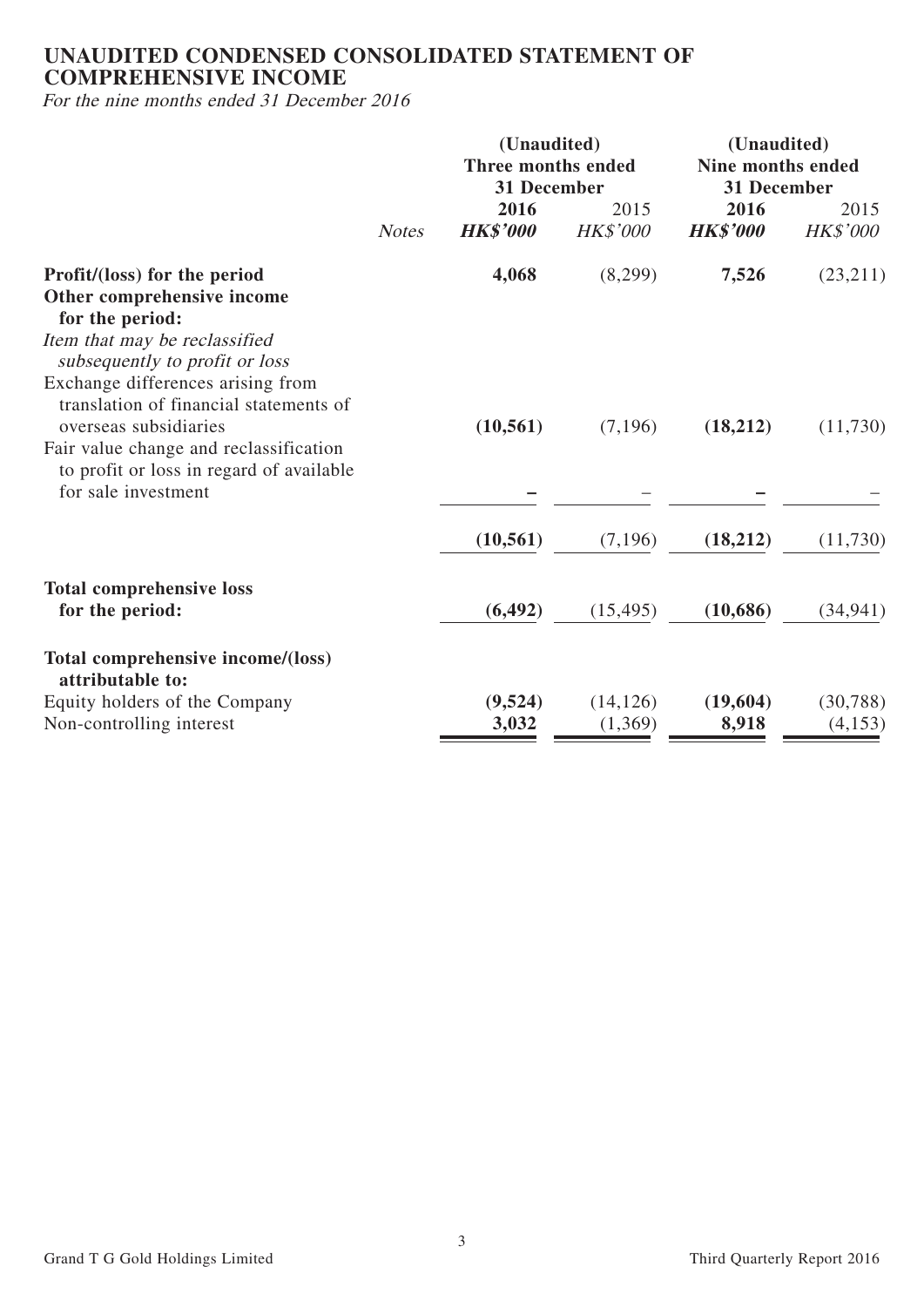# UNAUDITED CONDENSED CONSOLIDATED STATEMENT OF COMPREHENSIVE INCOME

*For the nine months ended 31 December 2016*

| | Notes | (Unaudited) Three months ended 31 December | | (Unaudited) Nine months ended 31 December | |
|---|---|---|---|---|---|
| | | **2016** | 2015 | **2016** | 2015 |
| | | ***HK$'000*** | *HK$'000* | ***HK$'000*** | *HK$'000* |
| **Profit/(loss) for the period** | | **4,068** | (8,299) | **7,526** | (23,211) |
| **Other comprehensive income for the period:** | | | | | |
| *Item that may be reclassified subsequently to profit or loss* | | | | | |
| Exchange differences arising from translation of financial statements of overseas subsidiaries | | **(10,561)** | (7,196) | **(18,212)** | (11,730) |
| Fair value change and reclassification to profit or loss in regard of available for sale investment | | **–** | – | **–** | – |
| | | **(10,561)** | (7,196) | **(18,212)** | (11,730) |
| **Total comprehensive loss for the period:** | | **(6,492)** | (15,495) | **(10,686)** | (34,941) |
| **Total comprehensive income/(loss) attributable to:** | | | | | |
| Equity holders of the Company | | **(9,524)** | (14,126) | **(19,604)** | (30,788) |
| Non-controlling interest | | **3,032** | (1,369) | **8,918** | (4,153) |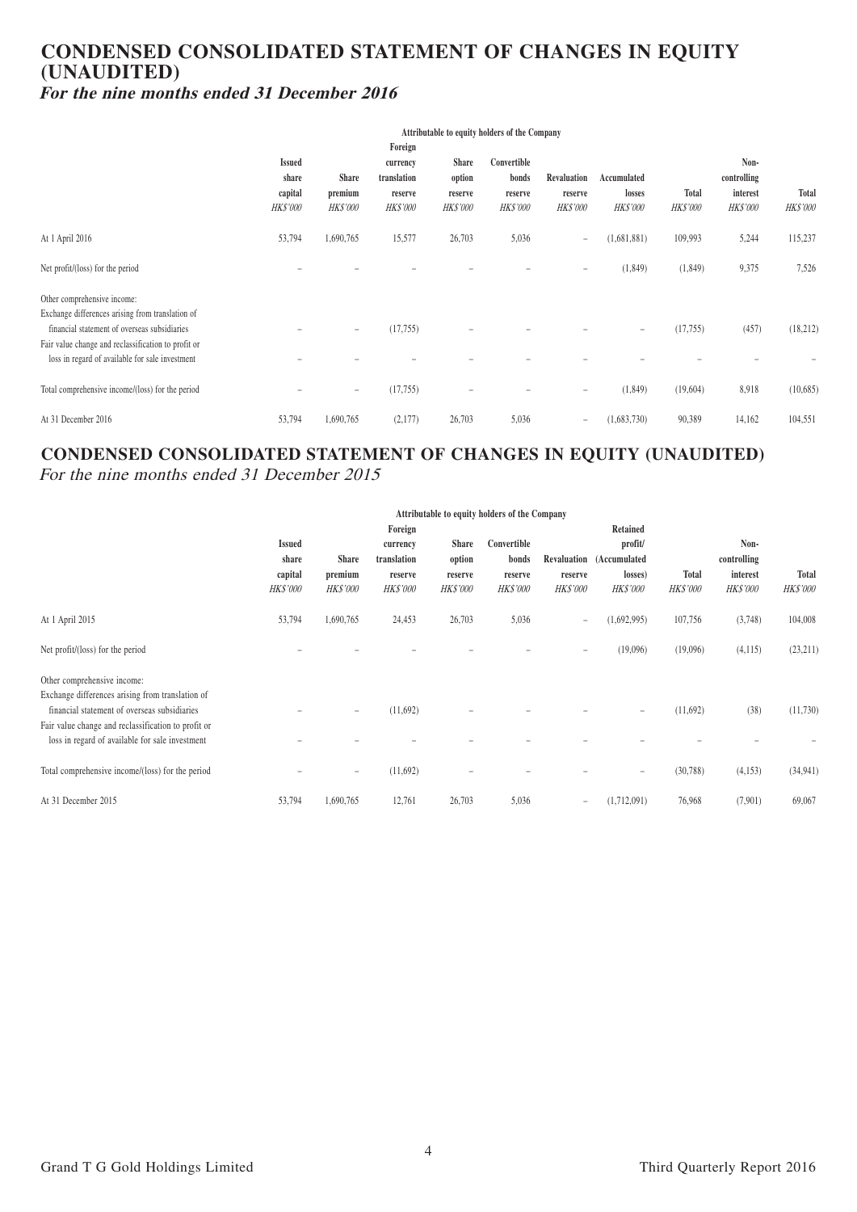# CONDENSED CONSOLIDATED STATEMENT OF CHANGES IN EQUITY (UNAUDITED)

***For the nine months ended 31 December 2016***

| | Attributable to equity holders of the Company | | | | | | | | | |
|---|---|---|---|---|---|---|---|---|---|---|
| | Issued share capital *HK$'000* | Share premium *HK$'000* | Foreign currency translation reserve *HK$'000* | Share option reserve *HK$'000* | Convertible bonds reserve *HK$'000* | Revaluation reserve *HK$'000* | Accumulated losses *HK$'000* | Total *HK$'000* | Non-controlling interest *HK$'000* | Total *HK$'000* |
| At 1 April 2016 | 53,794 | 1,690,765 | 15,577 | 26,703 | 5,036 | – | (1,681,881) | 109,993 | 5,244 | 115,237 |
| Net profit/(loss) for the period | – | – | – | – | – | – | (1,849) | (1,849) | 9,375 | 7,526 |
| Other comprehensive income: | | | | | | | | | | |
| Exchange differences arising from translation of financial statement of overseas subsidiaries | – | – | (17,755) | – | – | – | – | (17,755) | (457) | (18,212) |
| Fair value change and reclassification to profit or loss in regard of available for sale investment | – | – | – | – | – | – | – | – | – | – |
| Total comprehensive income/(loss) for the period | – | – | (17,755) | – | – | – | (1,849) | (19,604) | 8,918 | (10,685) |
| At 31 December 2016 | 53,794 | 1,690,765 | (2,177) | 26,703 | 5,036 | – | (1,683,730) | 90,389 | 14,162 | 104,551 |

# CONDENSED CONSOLIDATED STATEMENT OF CHANGES IN EQUITY (UNAUDITED)

*For the nine months ended 31 December 2015*

| | Attributable to equity holders of the Company | | | | | | | | | |
|---|---|---|---|---|---|---|---|---|---|---|
| | Issued share capital *HK$'000* | Share premium *HK$'000* | Foreign currency translation reserve *HK$'000* | Share option reserve *HK$'000* | Convertible bonds reserve *HK$'000* | Revaluation reserve *HK$'000* | Retained profit/ (Accumulated losses) *HK$'000* | Total *HK$'000* | Non-controlling interest *HK$'000* | Total *HK$'000* |
| At 1 April 2015 | 53,794 | 1,690,765 | 24,453 | 26,703 | 5,036 | – | (1,692,995) | 107,756 | (3,748) | 104,008 |
| Net profit/(loss) for the period | – | – | – | – | – | – | (19,096) | (19,096) | (4,115) | (23,211) |
| Other comprehensive income: | | | | | | | | | | |
| Exchange differences arising from translation of financial statement of overseas subsidiaries | – | – | (11,692) | – | – | – | – | (11,692) | (38) | (11,730) |
| Fair value change and reclassification to profit or loss in regard of available for sale investment | – | – | – | – | – | – | – | – | – | – |
| Total comprehensive income/(loss) for the period | – | – | (11,692) | – | – | – | – | (30,788) | (4,153) | (34,941) |
| At 31 December 2015 | 53,794 | 1,690,765 | 12,761 | 26,703 | 5,036 | – | (1,712,091) | 76,968 | (7,901) | 69,067 |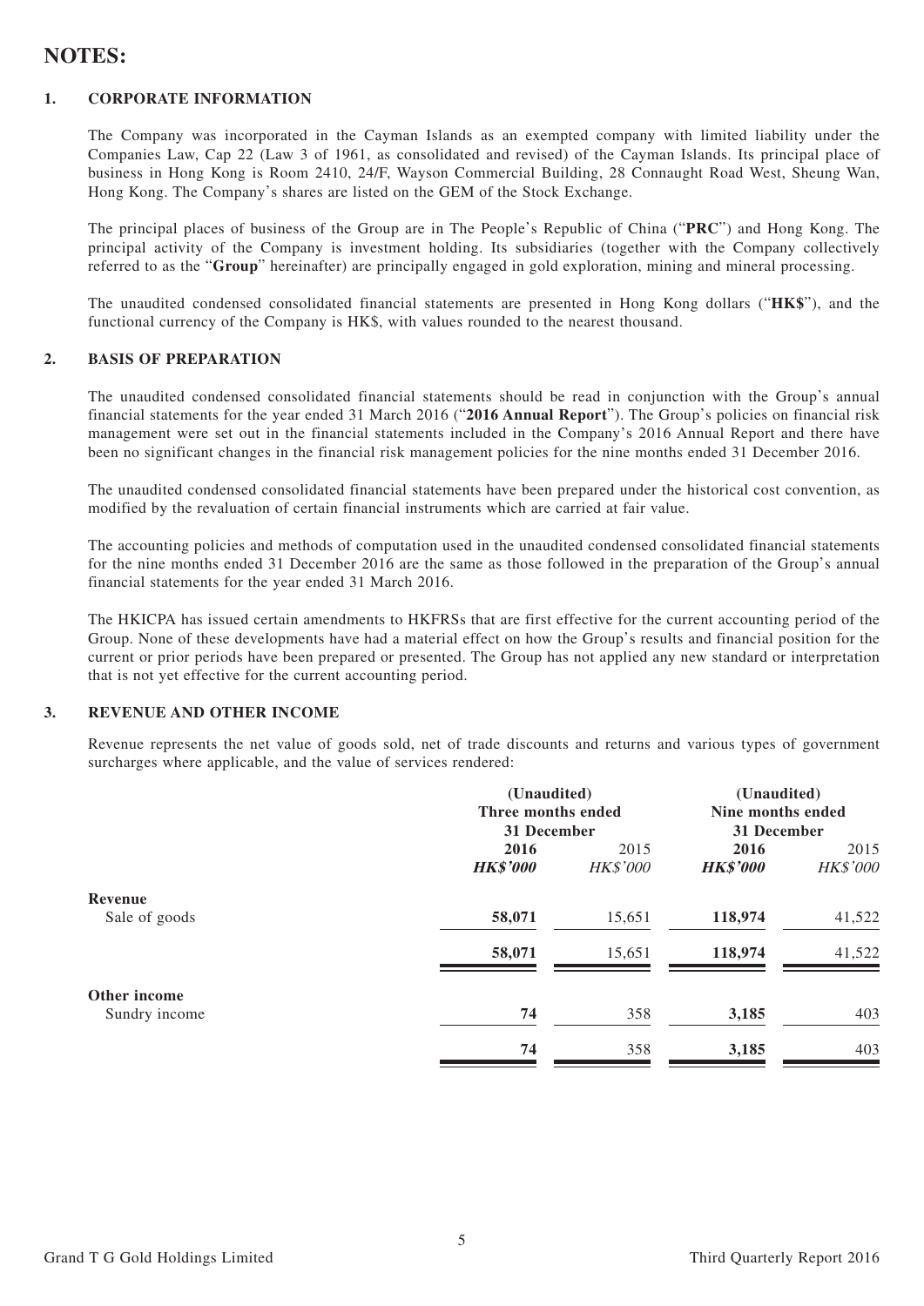# NOTES:

## 1. CORPORATE INFORMATION

The Company was incorporated in the Cayman Islands as an exempted company with limited liability under the Companies Law, Cap 22 (Law 3 of 1961, as consolidated and revised) of the Cayman Islands. Its principal place of business in Hong Kong is Room 2410, 24/F, Wayson Commercial Building, 28 Connaught Road West, Sheung Wan, Hong Kong. The Company's shares are listed on the GEM of the Stock Exchange.

The principal places of business of the Group are in The People's Republic of China ("**PRC**") and Hong Kong. The principal activity of the Company is investment holding. Its subsidiaries (together with the Company collectively referred to as the "**Group**" hereinafter) are principally engaged in gold exploration, mining and mineral processing.

The unaudited condensed consolidated financial statements are presented in Hong Kong dollars ("**HK$**"), and the functional currency of the Company is HK$, with values rounded to the nearest thousand.

## 2. BASIS OF PREPARATION

The unaudited condensed consolidated financial statements should be read in conjunction with the Group's annual financial statements for the year ended 31 March 2016 ("**2016 Annual Report**"). The Group's policies on financial risk management were set out in the financial statements included in the Company's 2016 Annual Report and there have been no significant changes in the financial risk management policies for the nine months ended 31 December 2016.

The unaudited condensed consolidated financial statements have been prepared under the historical cost convention, as modified by the revaluation of certain financial instruments which are carried at fair value.

The accounting policies and methods of computation used in the unaudited condensed consolidated financial statements for the nine months ended 31 December 2016 are the same as those followed in the preparation of the Group's annual financial statements for the year ended 31 March 2016.

The HKICPA has issued certain amendments to HKFRSs that are first effective for the current accounting period of the Group. None of these developments have had a material effect on how the Group's results and financial position for the current or prior periods have been prepared or presented. The Group has not applied any new standard or interpretation that is not yet effective for the current accounting period.

## 3. REVENUE AND OTHER INCOME

Revenue represents the net value of goods sold, net of trade discounts and returns and various types of government surcharges where applicable, and the value of services rendered:

| | **(Unaudited) Three months ended 31 December** | | **(Unaudited) Nine months ended 31 December** | |
|---|---|---|---|---|
| | **2016** | 2015 | **2016** | 2015 |
| | ***HK$'000*** | *HK$'000* | ***HK$'000*** | *HK$'000* |
| **Revenue** | | | | |
| Sale of goods | **58,071** | 15,651 | **118,974** | 41,522 |
| | **58,071** | 15,651 | **118,974** | 41,522 |
| **Other income** | | | | |
| Sundry income | **74** | 358 | **3,185** | 403 |
| | **74** | 358 | **3,185** | 403 |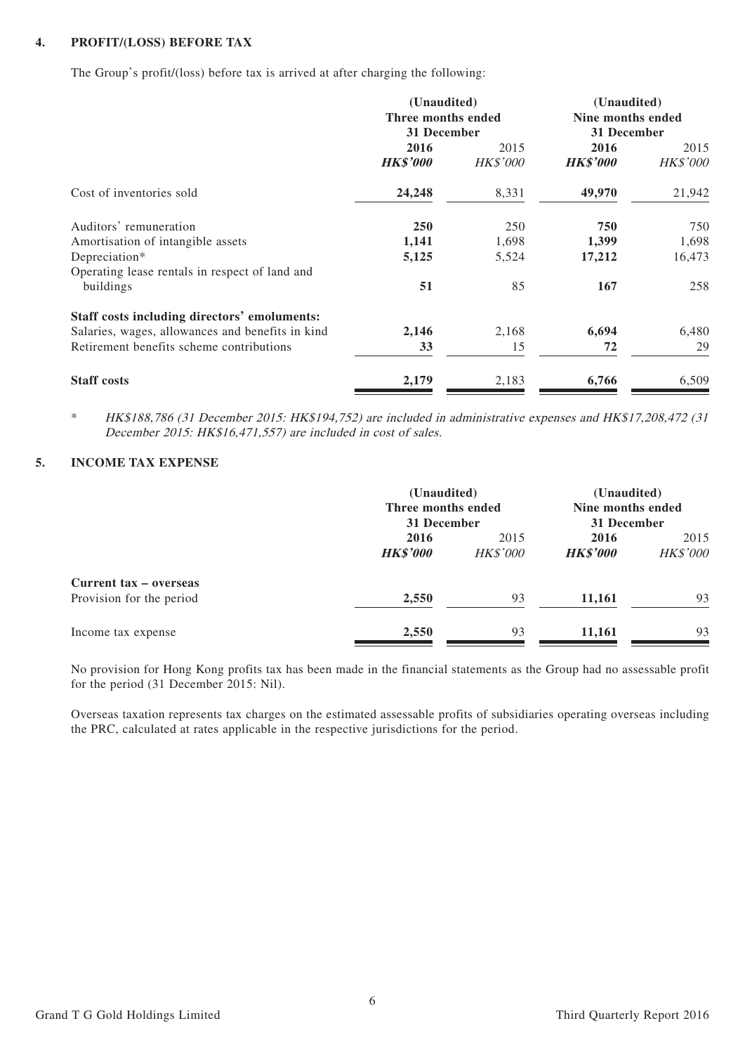## 4. PROFIT/(LOSS) BEFORE TAX

The Group's profit/(loss) before tax is arrived at after charging the following:

| | (Unaudited) Three months ended 31 December | | (Unaudited) Nine months ended 31 December | |
|---|---|---|---|---|
| | **2016** | 2015 | **2016** | 2015 |
| | ***HK$'000*** | *HK$'000* | ***HK$'000*** | *HK$'000* |
| Cost of inventories sold | **24,248** | 8,331 | **49,970** | 21,942 |
| Auditors' remuneration | **250** | 250 | **750** | 750 |
| Amortisation of intangible assets | **1,141** | 1,698 | **1,399** | 1,698 |
| Depreciation* | **5,125** | 5,524 | **17,212** | 16,473 |
| Operating lease rentals in respect of land and buildings | **51** | 85 | **167** | 258 |
| **Staff costs including directors' emoluments:** | | | | |
| Salaries, wages, allowances and benefits in kind | **2,146** | 2,168 | **6,694** | 6,480 |
| Retirement benefits scheme contributions | **33** | 15 | **72** | 29 |
| **Staff costs** | **2,179** | 2,183 | **6,766** | 6,509 |

\* *HK$188,786 (31 December 2015: HK$194,752) are included in administrative expenses and HK$17,208,472 (31 December 2015: HK$16,471,557) are included in cost of sales.*

## 5. INCOME TAX EXPENSE

| | (Unaudited) Three months ended 31 December | | (Unaudited) Nine months ended 31 December | |
|---|---|---|---|---|
| | **2016** | 2015 | **2016** | 2015 |
| | ***HK$'000*** | *HK$'000* | ***HK$'000*** | *HK$'000* |
| **Current tax – overseas** | | | | |
| Provision for the period | **2,550** | 93 | **11,161** | 93 |
| Income tax expense | **2,550** | 93 | **11,161** | 93 |

No provision for Hong Kong profits tax has been made in the financial statements as the Group had no assessable profit for the period (31 December 2015: Nil).

Overseas taxation represents tax charges on the estimated assessable profits of subsidiaries operating overseas including the PRC, calculated at rates applicable in the respective jurisdictions for the period.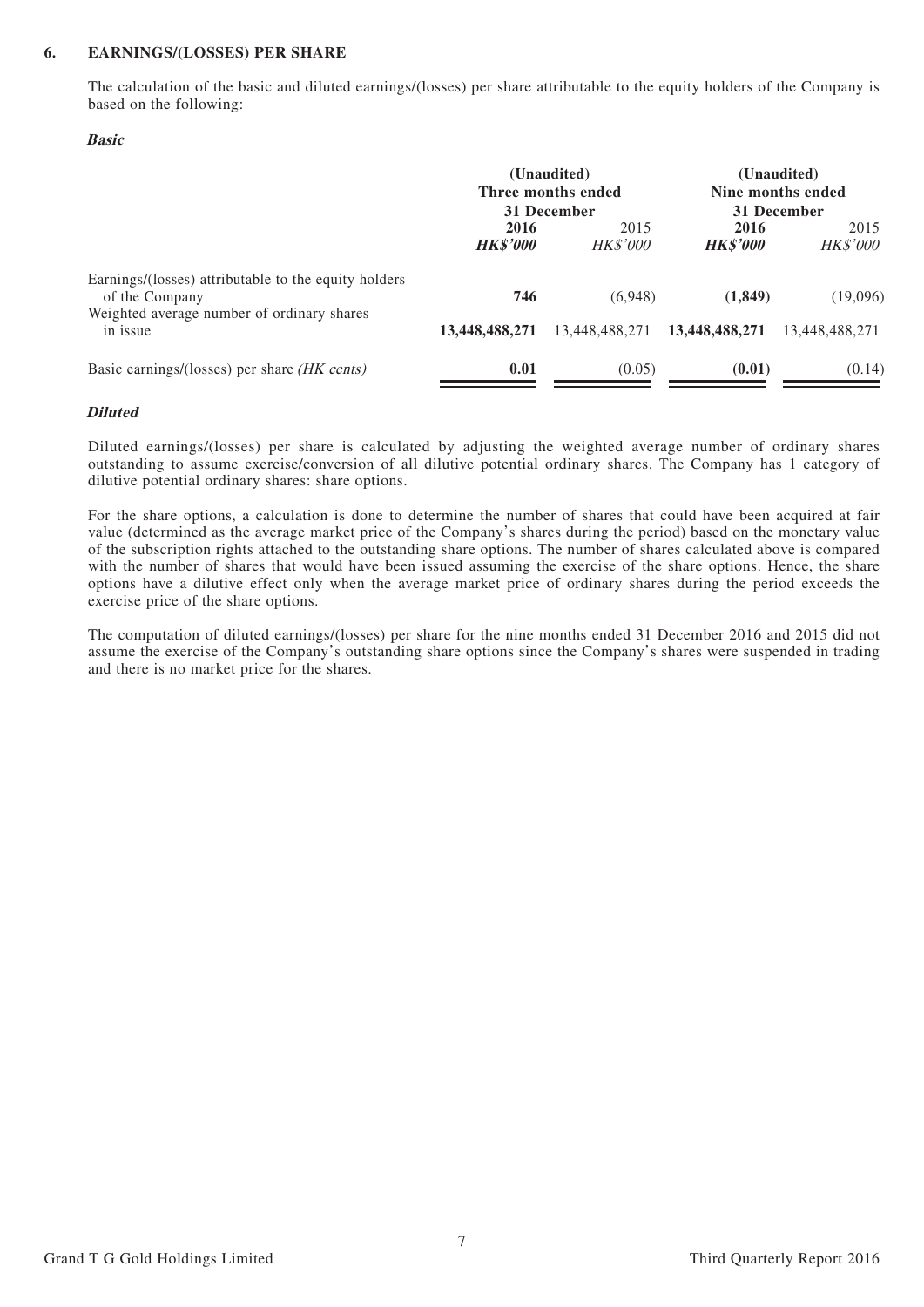## 6. EARNINGS/(LOSSES) PER SHARE

The calculation of the basic and diluted earnings/(losses) per share attributable to the equity holders of the Company is based on the following:

***Basic***

| | (Unaudited) Three months ended 31 December | | (Unaudited) Nine months ended 31 December | |
|---|---|---|---|---|
| | **2016** | 2015 | **2016** | 2015 |
| | ***HK$'000*** | *HK$'000* | ***HK$'000*** | *HK$'000* |
| Earnings/(losses) attributable to the equity holders of the Company | **746** | (6,948) | **(1,849)** | (19,096) |
| Weighted average number of ordinary shares in issue | **13,448,488,271** | 13,448,488,271 | **13,448,488,271** | 13,448,488,271 |
| Basic earnings/(losses) per share *(HK cents)* | **0.01** | (0.05) | **(0.01)** | (0.14) |

***Diluted***

Diluted earnings/(losses) per share is calculated by adjusting the weighted average number of ordinary shares outstanding to assume exercise/conversion of all dilutive potential ordinary shares. The Company has 1 category of dilutive potential ordinary shares: share options.

For the share options, a calculation is done to determine the number of shares that could have been acquired at fair value (determined as the average market price of the Company's shares during the period) based on the monetary value of the subscription rights attached to the outstanding share options. The number of shares calculated above is compared with the number of shares that would have been issued assuming the exercise of the share options. Hence, the share options have a dilutive effect only when the average market price of ordinary shares during the period exceeds the exercise price of the share options.

The computation of diluted earnings/(losses) per share for the nine months ended 31 December 2016 and 2015 did not assume the exercise of the Company's outstanding share options since the Company's shares were suspended in trading and there is no market price for the shares.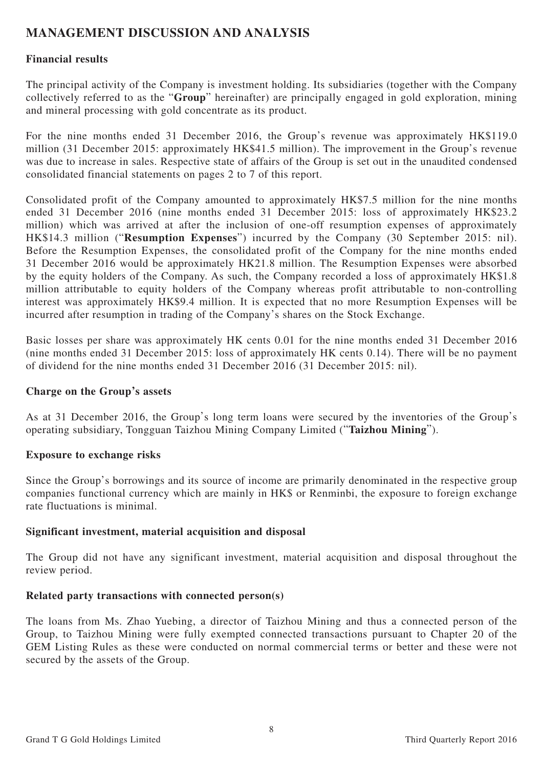# MANAGEMENT DISCUSSION AND ANALYSIS

### Financial results

The principal activity of the Company is investment holding. Its subsidiaries (together with the Company collectively referred to as the "**Group**" hereinafter) are principally engaged in gold exploration, mining and mineral processing with gold concentrate as its product.

For the nine months ended 31 December 2016, the Group's revenue was approximately HK$119.0 million (31 December 2015: approximately HK$41.5 million). The improvement in the Group's revenue was due to increase in sales. Respective state of affairs of the Group is set out in the unaudited condensed consolidated financial statements on pages 2 to 7 of this report.

Consolidated profit of the Company amounted to approximately HK$7.5 million for the nine months ended 31 December 2016 (nine months ended 31 December 2015: loss of approximately HK$23.2 million) which was arrived at after the inclusion of one-off resumption expenses of approximately HK$14.3 million ("**Resumption Expenses**") incurred by the Company (30 September 2015: nil). Before the Resumption Expenses, the consolidated profit of the Company for the nine months ended 31 December 2016 would be approximately HK21.8 million. The Resumption Expenses were absorbed by the equity holders of the Company. As such, the Company recorded a loss of approximately HK$1.8 million attributable to equity holders of the Company whereas profit attributable to non-controlling interest was approximately HK$9.4 million. It is expected that no more Resumption Expenses will be incurred after resumption in trading of the Company's shares on the Stock Exchange.

Basic losses per share was approximately HK cents 0.01 for the nine months ended 31 December 2016 (nine months ended 31 December 2015: loss of approximately HK cents 0.14). There will be no payment of dividend for the nine months ended 31 December 2016 (31 December 2015: nil).

### Charge on the Group's assets

As at 31 December 2016, the Group's long term loans were secured by the inventories of the Group's operating subsidiary, Tongguan Taizhou Mining Company Limited ("**Taizhou Mining**").

### Exposure to exchange risks

Since the Group's borrowings and its source of income are primarily denominated in the respective group companies functional currency which are mainly in HK$ or Renminbi, the exposure to foreign exchange rate fluctuations is minimal.

### Significant investment, material acquisition and disposal

The Group did not have any significant investment, material acquisition and disposal throughout the review period.

### Related party transactions with connected person(s)

The loans from Ms. Zhao Yuebing, a director of Taizhou Mining and thus a connected person of the Group, to Taizhou Mining were fully exempted connected transactions pursuant to Chapter 20 of the GEM Listing Rules as these were conducted on normal commercial terms or better and these were not secured by the assets of the Group.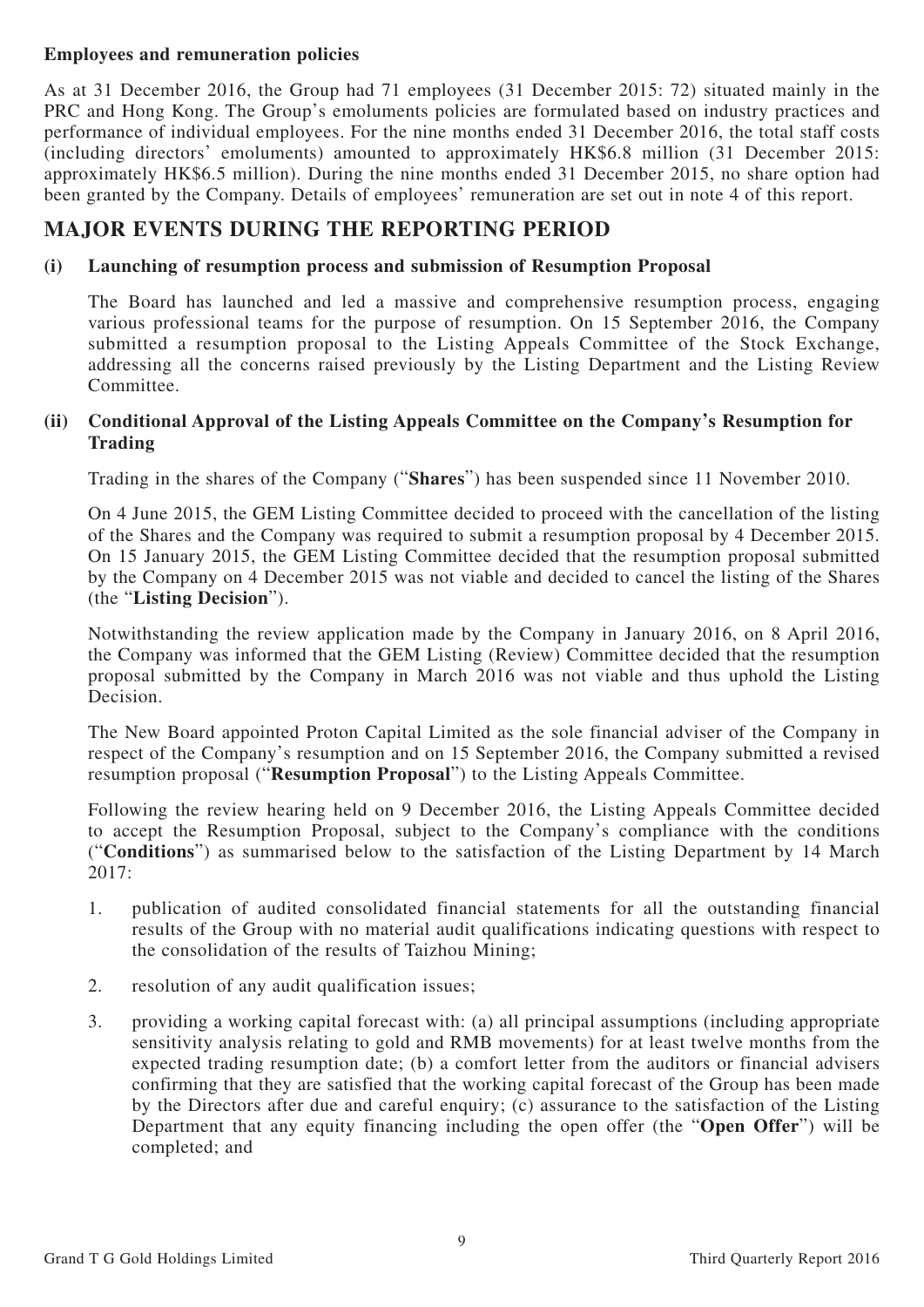**Employees and remuneration policies**

As at 31 December 2016, the Group had 71 employees (31 December 2015: 72) situated mainly in the PRC and Hong Kong. The Group's emoluments policies are formulated based on industry practices and performance of individual employees. For the nine months ended 31 December 2016, the total staff costs (including directors' emoluments) amounted to approximately HK$6.8 million (31 December 2015: approximately HK$6.5 million). During the nine months ended 31 December 2015, no share option had been granted by the Company. Details of employees' remuneration are set out in note 4 of this report.

## MAJOR EVENTS DURING THE REPORTING PERIOD

**(i) Launching of resumption process and submission of Resumption Proposal**

The Board has launched and led a massive and comprehensive resumption process, engaging various professional teams for the purpose of resumption. On 15 September 2016, the Company submitted a resumption proposal to the Listing Appeals Committee of the Stock Exchange, addressing all the concerns raised previously by the Listing Department and the Listing Review Committee.

**(ii) Conditional Approval of the Listing Appeals Committee on the Company's Resumption for Trading**

Trading in the shares of the Company ("**Shares**") has been suspended since 11 November 2010.

On 4 June 2015, the GEM Listing Committee decided to proceed with the cancellation of the listing of the Shares and the Company was required to submit a resumption proposal by 4 December 2015. On 15 January 2015, the GEM Listing Committee decided that the resumption proposal submitted by the Company on 4 December 2015 was not viable and decided to cancel the listing of the Shares (the "**Listing Decision**").

Notwithstanding the review application made by the Company in January 2016, on 8 April 2016, the Company was informed that the GEM Listing (Review) Committee decided that the resumption proposal submitted by the Company in March 2016 was not viable and thus uphold the Listing Decision.

The New Board appointed Proton Capital Limited as the sole financial adviser of the Company in respect of the Company's resumption and on 15 September 2016, the Company submitted a revised resumption proposal ("**Resumption Proposal**") to the Listing Appeals Committee.

Following the review hearing held on 9 December 2016, the Listing Appeals Committee decided to accept the Resumption Proposal, subject to the Company's compliance with the conditions ("**Conditions**") as summarised below to the satisfaction of the Listing Department by 14 March 2017:

1. publication of audited consolidated financial statements for all the outstanding financial results of the Group with no material audit qualifications indicating questions with respect to the consolidation of the results of Taizhou Mining;
2. resolution of any audit qualification issues;
3. providing a working capital forecast with: (a) all principal assumptions (including appropriate sensitivity analysis relating to gold and RMB movements) for at least twelve months from the expected trading resumption date; (b) a comfort letter from the auditors or financial advisers confirming that they are satisfied that the working capital forecast of the Group has been made by the Directors after due and careful enquiry; (c) assurance to the satisfaction of the Listing Department that any equity financing including the open offer (the "**Open Offer**") will be completed; and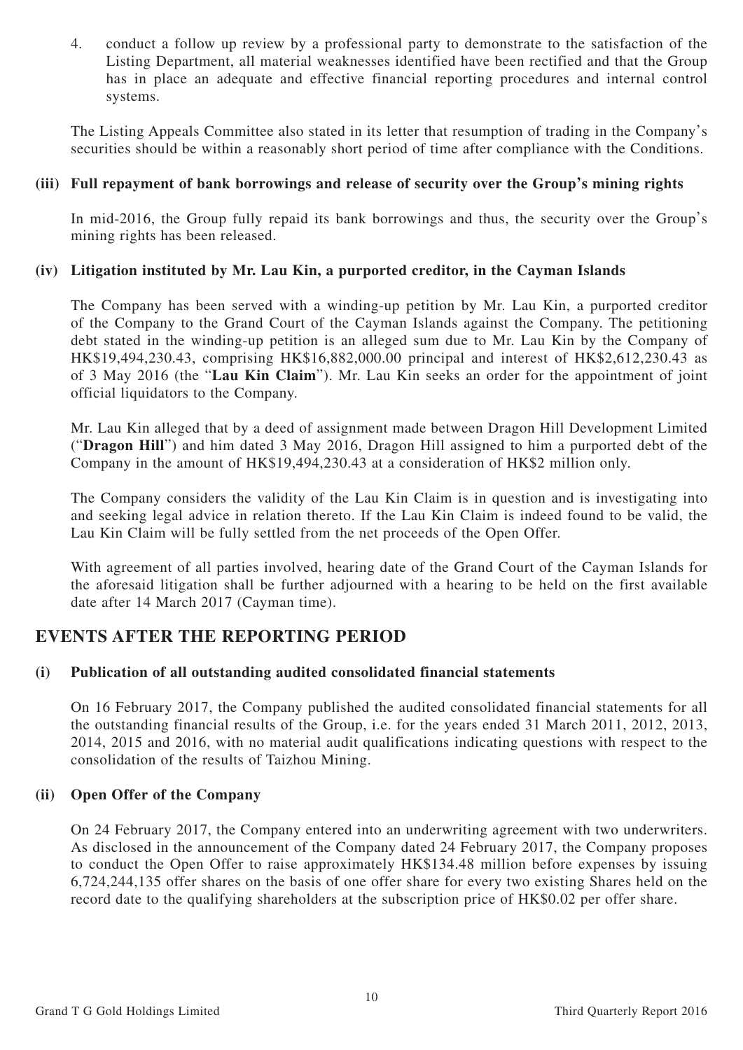4. conduct a follow up review by a professional party to demonstrate to the satisfaction of the Listing Department, all material weaknesses identified have been rectified and that the Group has in place an adequate and effective financial reporting procedures and internal control systems.

The Listing Appeals Committee also stated in its letter that resumption of trading in the Company's securities should be within a reasonably short period of time after compliance with the Conditions.

### (iii) Full repayment of bank borrowings and release of security over the Group's mining rights

In mid-2016, the Group fully repaid its bank borrowings and thus, the security over the Group's mining rights has been released.

### (iv) Litigation instituted by Mr. Lau Kin, a purported creditor, in the Cayman Islands

The Company has been served with a winding-up petition by Mr. Lau Kin, a purported creditor of the Company to the Grand Court of the Cayman Islands against the Company. The petitioning debt stated in the winding-up petition is an alleged sum due to Mr. Lau Kin by the Company of HK$19,494,230.43, comprising HK$16,882,000.00 principal and interest of HK$2,612,230.43 as of 3 May 2016 (the "**Lau Kin Claim**"). Mr. Lau Kin seeks an order for the appointment of joint official liquidators to the Company.

Mr. Lau Kin alleged that by a deed of assignment made between Dragon Hill Development Limited ("**Dragon Hill**") and him dated 3 May 2016, Dragon Hill assigned to him a purported debt of the Company in the amount of HK$19,494,230.43 at a consideration of HK$2 million only.

The Company considers the validity of the Lau Kin Claim is in question and is investigating into and seeking legal advice in relation thereto. If the Lau Kin Claim is indeed found to be valid, the Lau Kin Claim will be fully settled from the net proceeds of the Open Offer.

With agreement of all parties involved, hearing date of the Grand Court of the Cayman Islands for the aforesaid litigation shall be further adjourned with a hearing to be held on the first available date after 14 March 2017 (Cayman time).

## EVENTS AFTER THE REPORTING PERIOD

### (i) Publication of all outstanding audited consolidated financial statements

On 16 February 2017, the Company published the audited consolidated financial statements for all the outstanding financial results of the Group, i.e. for the years ended 31 March 2011, 2012, 2013, 2014, 2015 and 2016, with no material audit qualifications indicating questions with respect to the consolidation of the results of Taizhou Mining.

### (ii) Open Offer of the Company

On 24 February 2017, the Company entered into an underwriting agreement with two underwriters. As disclosed in the announcement of the Company dated 24 February 2017, the Company proposes to conduct the Open Offer to raise approximately HK$134.48 million before expenses by issuing 6,724,244,135 offer shares on the basis of one offer share for every two existing Shares held on the record date to the qualifying shareholders at the subscription price of HK$0.02 per offer share.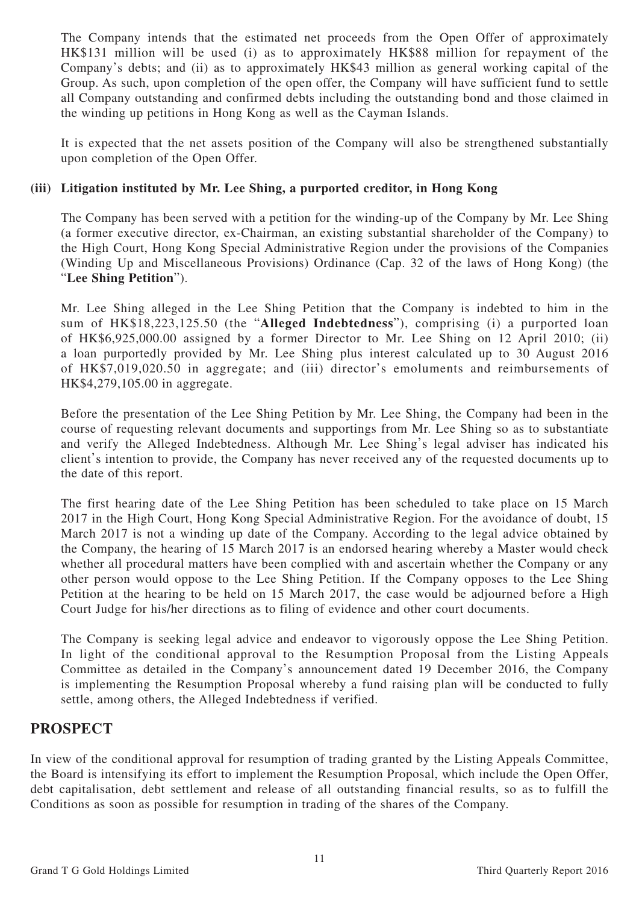The Company intends that the estimated net proceeds from the Open Offer of approximately HK$131 million will be used (i) as to approximately HK$88 million for repayment of the Company's debts; and (ii) as to approximately HK$43 million as general working capital of the Group. As such, upon completion of the open offer, the Company will have sufficient fund to settle all Company outstanding and confirmed debts including the outstanding bond and those claimed in the winding up petitions in Hong Kong as well as the Cayman Islands.

It is expected that the net assets position of the Company will also be strengthened substantially upon completion of the Open Offer.

### (iii) Litigation instituted by Mr. Lee Shing, a purported creditor, in Hong Kong

The Company has been served with a petition for the winding-up of the Company by Mr. Lee Shing (a former executive director, ex-Chairman, an existing substantial shareholder of the Company) to the High Court, Hong Kong Special Administrative Region under the provisions of the Companies (Winding Up and Miscellaneous Provisions) Ordinance (Cap. 32 of the laws of Hong Kong) (the "**Lee Shing Petition**").

Mr. Lee Shing alleged in the Lee Shing Petition that the Company is indebted to him in the sum of HK$18,223,125.50 (the "**Alleged Indebtedness**"), comprising (i) a purported loan of HK$6,925,000.00 assigned by a former Director to Mr. Lee Shing on 12 April 2010; (ii) a loan purportedly provided by Mr. Lee Shing plus interest calculated up to 30 August 2016 of HK$7,019,020.50 in aggregate; and (iii) director's emoluments and reimbursements of HK$4,279,105.00 in aggregate.

Before the presentation of the Lee Shing Petition by Mr. Lee Shing, the Company had been in the course of requesting relevant documents and supportings from Mr. Lee Shing so as to substantiate and verify the Alleged Indebtedness. Although Mr. Lee Shing's legal adviser has indicated his client's intention to provide, the Company has never received any of the requested documents up to the date of this report.

The first hearing date of the Lee Shing Petition has been scheduled to take place on 15 March 2017 in the High Court, Hong Kong Special Administrative Region. For the avoidance of doubt, 15 March 2017 is not a winding up date of the Company. According to the legal advice obtained by the Company, the hearing of 15 March 2017 is an endorsed hearing whereby a Master would check whether all procedural matters have been complied with and ascertain whether the Company or any other person would oppose to the Lee Shing Petition. If the Company opposes to the Lee Shing Petition at the hearing to be held on 15 March 2017, the case would be adjourned before a High Court Judge for his/her directions as to filing of evidence and other court documents.

The Company is seeking legal advice and endeavor to vigorously oppose the Lee Shing Petition. In light of the conditional approval to the Resumption Proposal from the Listing Appeals Committee as detailed in the Company's announcement dated 19 December 2016, the Company is implementing the Resumption Proposal whereby a fund raising plan will be conducted to fully settle, among others, the Alleged Indebtedness if verified.

## PROSPECT

In view of the conditional approval for resumption of trading granted by the Listing Appeals Committee, the Board is intensifying its effort to implement the Resumption Proposal, which include the Open Offer, debt capitalisation, debt settlement and release of all outstanding financial results, so as to fulfill the Conditions as soon as possible for resumption in trading of the shares of the Company.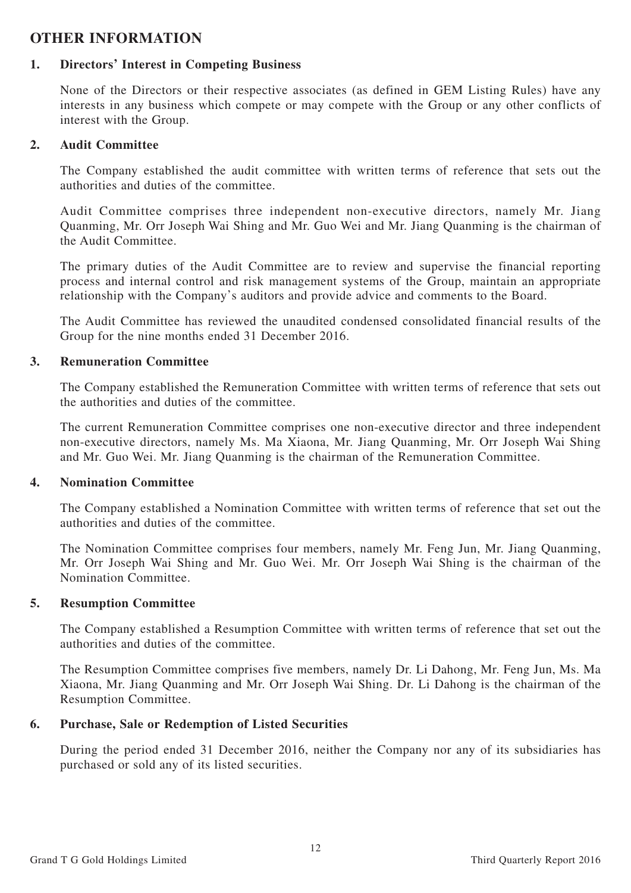# OTHER INFORMATION

## 1. Directors' Interest in Competing Business

None of the Directors or their respective associates (as defined in GEM Listing Rules) have any interests in any business which compete or may compete with the Group or any other conflicts of interest with the Group.

## 2. Audit Committee

The Company established the audit committee with written terms of reference that sets out the authorities and duties of the committee.

Audit Committee comprises three independent non-executive directors, namely Mr. Jiang Quanming, Mr. Orr Joseph Wai Shing and Mr. Guo Wei and Mr. Jiang Quanming is the chairman of the Audit Committee.

The primary duties of the Audit Committee are to review and supervise the financial reporting process and internal control and risk management systems of the Group, maintain an appropriate relationship with the Company's auditors and provide advice and comments to the Board.

The Audit Committee has reviewed the unaudited condensed consolidated financial results of the Group for the nine months ended 31 December 2016.

## 3. Remuneration Committee

The Company established the Remuneration Committee with written terms of reference that sets out the authorities and duties of the committee.

The current Remuneration Committee comprises one non-executive director and three independent non-executive directors, namely Ms. Ma Xiaona, Mr. Jiang Quanming, Mr. Orr Joseph Wai Shing and Mr. Guo Wei. Mr. Jiang Quanming is the chairman of the Remuneration Committee.

## 4. Nomination Committee

The Company established a Nomination Committee with written terms of reference that set out the authorities and duties of the committee.

The Nomination Committee comprises four members, namely Mr. Feng Jun, Mr. Jiang Quanming, Mr. Orr Joseph Wai Shing and Mr. Guo Wei. Mr. Orr Joseph Wai Shing is the chairman of the Nomination Committee.

## 5. Resumption Committee

The Company established a Resumption Committee with written terms of reference that set out the authorities and duties of the committee.

The Resumption Committee comprises five members, namely Dr. Li Dahong, Mr. Feng Jun, Ms. Ma Xiaona, Mr. Jiang Quanming and Mr. Orr Joseph Wai Shing. Dr. Li Dahong is the chairman of the Resumption Committee.

## 6. Purchase, Sale or Redemption of Listed Securities

During the period ended 31 December 2016, neither the Company nor any of its subsidiaries has purchased or sold any of its listed securities.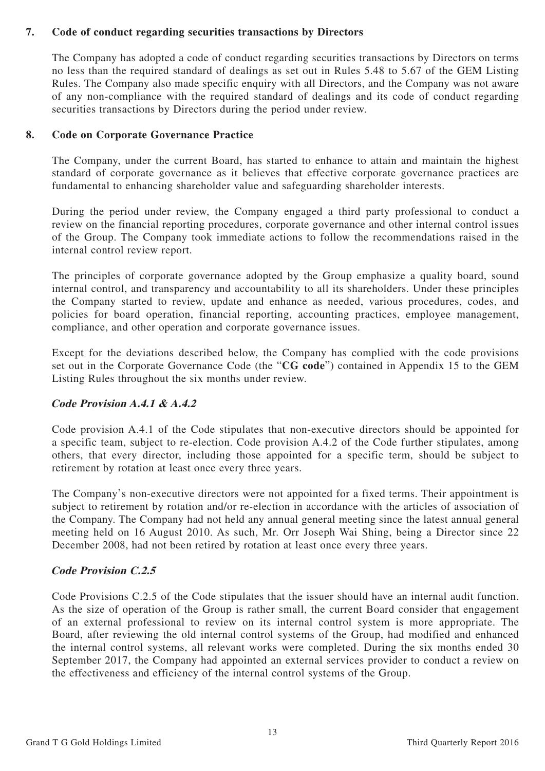## 7. Code of conduct regarding securities transactions by Directors

The Company has adopted a code of conduct regarding securities transactions by Directors on terms no less than the required standard of dealings as set out in Rules 5.48 to 5.67 of the GEM Listing Rules. The Company also made specific enquiry with all Directors, and the Company was not aware of any non-compliance with the required standard of dealings and its code of conduct regarding securities transactions by Directors during the period under review.

## 8. Code on Corporate Governance Practice

The Company, under the current Board, has started to enhance to attain and maintain the highest standard of corporate governance as it believes that effective corporate governance practices are fundamental to enhancing shareholder value and safeguarding shareholder interests.

During the period under review, the Company engaged a third party professional to conduct a review on the financial reporting procedures, corporate governance and other internal control issues of the Group. The Company took immediate actions to follow the recommendations raised in the internal control review report.

The principles of corporate governance adopted by the Group emphasize a quality board, sound internal control, and transparency and accountability to all its shareholders. Under these principles the Company started to review, update and enhance as needed, various procedures, codes, and policies for board operation, financial reporting, accounting practices, employee management, compliance, and other operation and corporate governance issues.

Except for the deviations described below, the Company has complied with the code provisions set out in the Corporate Governance Code (the "**CG code**") contained in Appendix 15 to the GEM Listing Rules throughout the six months under review.

### *Code Provision A.4.1 & A.4.2*

Code provision A.4.1 of the Code stipulates that non-executive directors should be appointed for a specific team, subject to re-election. Code provision A.4.2 of the Code further stipulates, among others, that every director, including those appointed for a specific term, should be subject to retirement by rotation at least once every three years.

The Company's non-executive directors were not appointed for a fixed terms. Their appointment is subject to retirement by rotation and/or re-election in accordance with the articles of association of the Company. The Company had not held any annual general meeting since the latest annual general meeting held on 16 August 2010. As such, Mr. Orr Joseph Wai Shing, being a Director since 22 December 2008, had not been retired by rotation at least once every three years.

### *Code Provision C.2.5*

Code Provisions C.2.5 of the Code stipulates that the issuer should have an internal audit function. As the size of operation of the Group is rather small, the current Board consider that engagement of an external professional to review on its internal control system is more appropriate. The Board, after reviewing the old internal control systems of the Group, had modified and enhanced the internal control systems, all relevant works were completed. During the six months ended 30 September 2017, the Company had appointed an external services provider to conduct a review on the effectiveness and efficiency of the internal control systems of the Group.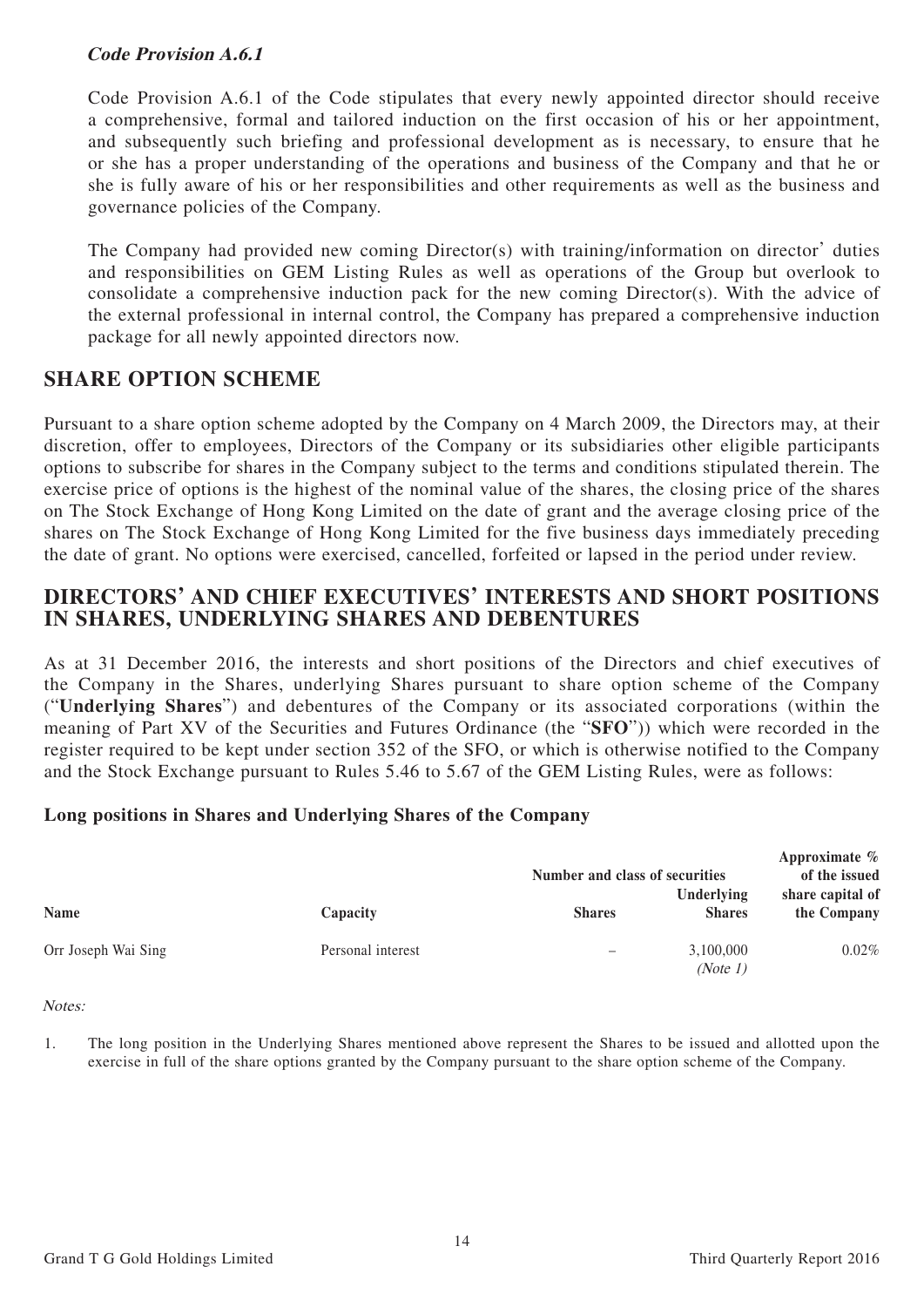***Code Provision A.6.1***

Code Provision A.6.1 of the Code stipulates that every newly appointed director should receive a comprehensive, formal and tailored induction on the first occasion of his or her appointment, and subsequently such briefing and professional development as is necessary, to ensure that he or she has a proper understanding of the operations and business of the Company and that he or she is fully aware of his or her responsibilities and other requirements as well as the business and governance policies of the Company.

The Company had provided new coming Director(s) with training/information on director' duties and responsibilities on GEM Listing Rules as well as operations of the Group but overlook to consolidate a comprehensive induction pack for the new coming Director(s). With the advice of the external professional in internal control, the Company has prepared a comprehensive induction package for all newly appointed directors now.

## SHARE OPTION SCHEME

Pursuant to a share option scheme adopted by the Company on 4 March 2009, the Directors may, at their discretion, offer to employees, Directors of the Company or its subsidiaries other eligible participants options to subscribe for shares in the Company subject to the terms and conditions stipulated therein. The exercise price of options is the highest of the nominal value of the shares, the closing price of the shares on The Stock Exchange of Hong Kong Limited on the date of grant and the average closing price of the shares on The Stock Exchange of Hong Kong Limited for the five business days immediately preceding the date of grant. No options were exercised, cancelled, forfeited or lapsed in the period under review.

## DIRECTORS' AND CHIEF EXECUTIVES' INTERESTS AND SHORT POSITIONS IN SHARES, UNDERLYING SHARES AND DEBENTURES

As at 31 December 2016, the interests and short positions of the Directors and chief executives of the Company in the Shares, underlying Shares pursuant to share option scheme of the Company ("**Underlying Shares**") and debentures of the Company or its associated corporations (within the meaning of Part XV of the Securities and Futures Ordinance (the "**SFO**")) which were recorded in the register required to be kept under section 352 of the SFO, or which is otherwise notified to the Company and the Stock Exchange pursuant to Rules 5.46 to 5.67 of the GEM Listing Rules, were as follows:

### Long positions in Shares and Underlying Shares of the Company

| Name | Capacity | Number and class of securities | | Approximate % of the issued share capital of the Company |
|---|---|---|---|---|
| | | Shares | Underlying Shares | |
| Orr Joseph Wai Sing | Personal interest | – | 3,100,000 (Note 1) | 0.02% |

*Notes:*

1. The long position in the Underlying Shares mentioned above represent the Shares to be issued and allotted upon the exercise in full of the share options granted by the Company pursuant to the share option scheme of the Company.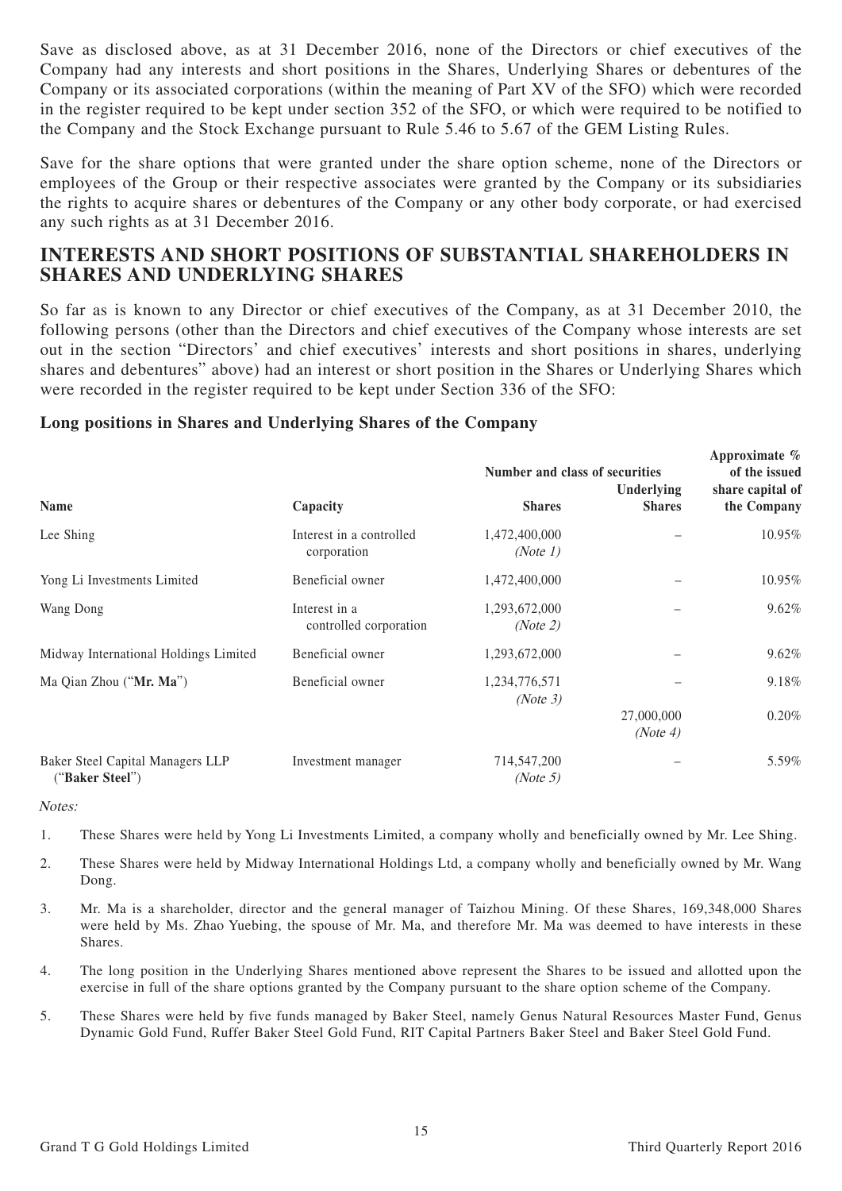Save as disclosed above, as at 31 December 2016, none of the Directors or chief executives of the Company had any interests and short positions in the Shares, Underlying Shares or debentures of the Company or its associated corporations (within the meaning of Part XV of the SFO) which were recorded in the register required to be kept under section 352 of the SFO, or which were required to be notified to the Company and the Stock Exchange pursuant to Rule 5.46 to 5.67 of the GEM Listing Rules.

Save for the share options that were granted under the share option scheme, none of the Directors or employees of the Group or their respective associates were granted by the Company or its subsidiaries the rights to acquire shares or debentures of the Company or any other body corporate, or had exercised any such rights as at 31 December 2016.

## INTERESTS AND SHORT POSITIONS OF SUBSTANTIAL SHAREHOLDERS IN SHARES AND UNDERLYING SHARES

So far as is known to any Director or chief executives of the Company, as at 31 December 2010, the following persons (other than the Directors and chief executives of the Company whose interests are set out in the section "Directors' and chief executives' interests and short positions in shares, underlying shares and debentures" above) had an interest or short position in the Shares or Underlying Shares which were recorded in the register required to be kept under Section 336 of the SFO:

### Long positions in Shares and Underlying Shares of the Company

| Name | Capacity | Number and class of securities | | Approximate % of the issued share capital of the Company |
|---|---|---|---|---|
| | | Shares | Underlying Shares | |
| Lee Shing | Interest in a controlled corporation | 1,472,400,000 *(Note 1)* | – | 10.95% |
| Yong Li Investments Limited | Beneficial owner | 1,472,400,000 | – | 10.95% |
| Wang Dong | Interest in a controlled corporation | 1,293,672,000 *(Note 2)* | – | 9.62% |
| Midway International Holdings Limited | Beneficial owner | 1,293,672,000 | – | 9.62% |
| Ma Qian Zhou ("**Mr. Ma**") | Beneficial owner | 1,234,776,571 *(Note 3)* | – | 9.18% |
| | | | 27,000,000 *(Note 4)* | 0.20% |
| Baker Steel Capital Managers LLP ("**Baker Steel**") | Investment manager | 714,547,200 *(Note 5)* | – | 5.59% |

*Notes:*

1. These Shares were held by Yong Li Investments Limited, a company wholly and beneficially owned by Mr. Lee Shing.
2. These Shares were held by Midway International Holdings Ltd, a company wholly and beneficially owned by Mr. Wang Dong.
3. Mr. Ma is a shareholder, director and the general manager of Taizhou Mining. Of these Shares, 169,348,000 Shares were held by Ms. Zhao Yuebing, the spouse of Mr. Ma, and therefore Mr. Ma was deemed to have interests in these Shares.
4. The long position in the Underlying Shares mentioned above represent the Shares to be issued and allotted upon the exercise in full of the share options granted by the Company pursuant to the share option scheme of the Company.
5. These Shares were held by five funds managed by Baker Steel, namely Genus Natural Resources Master Fund, Genus Dynamic Gold Fund, Ruffer Baker Steel Gold Fund, RIT Capital Partners Baker Steel and Baker Steel Gold Fund.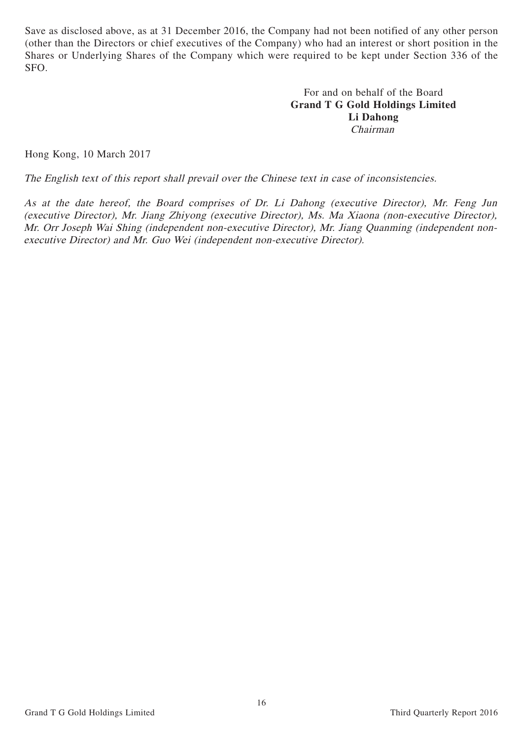Save as disclosed above, as at 31 December 2016, the Company had not been notified of any other person (other than the Directors or chief executives of the Company) who had an interest or short position in the Shares or Underlying Shares of the Company which were required to be kept under Section 336 of the SFO.

For and on behalf of the Board
**Grand T G Gold Holdings Limited**
**Li Dahong**
*Chairman*

Hong Kong, 10 March 2017

*The English text of this report shall prevail over the Chinese text in case of inconsistencies.*

*As at the date hereof, the Board comprises of Dr. Li Dahong (executive Director), Mr. Feng Jun (executive Director), Mr. Jiang Zhiyong (executive Director), Ms. Ma Xiaona (non-executive Director), Mr. Orr Joseph Wai Shing (independent non-executive Director), Mr. Jiang Quanming (independent non-executive Director) and Mr. Guo Wei (independent non-executive Director).*